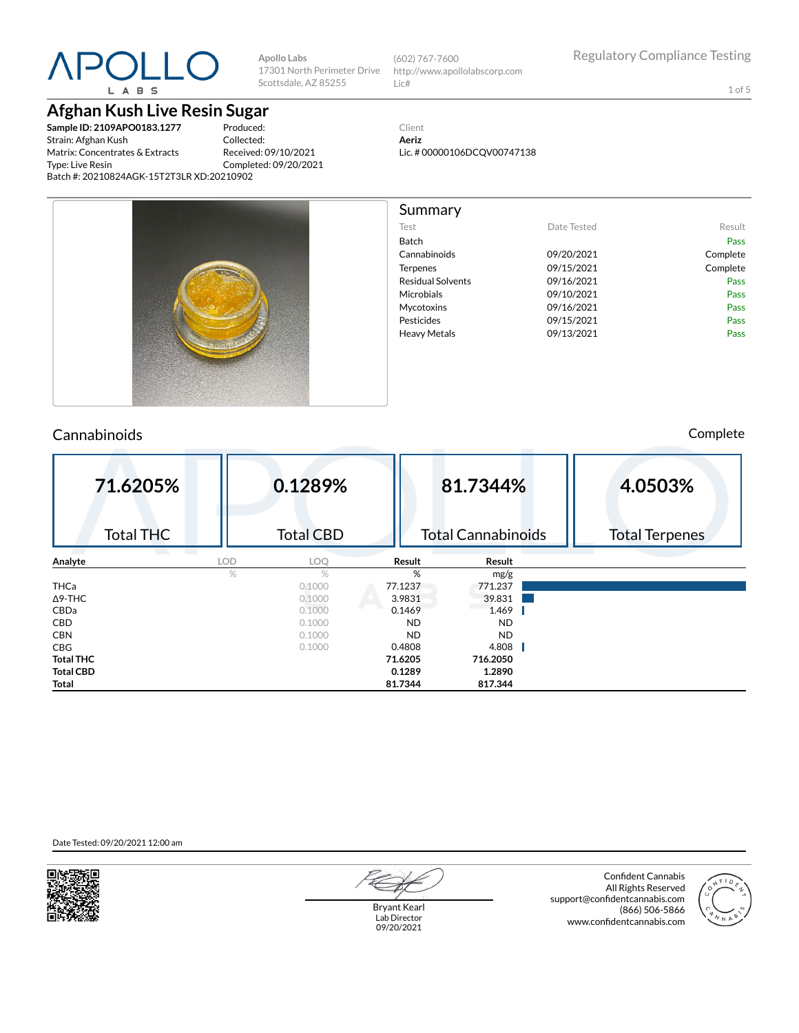**APOLLO LABS**

Apollo Labs
17301 North Perimeter Drive
Scottsdale, AZ 85255

(602) 767-7600
http://www.apollolabscorp.com
Lic#

Regulatory Compliance Testing

# Afghan Kush Live Resin Sugar

**Sample ID: 2109APO0183.1277**
Strain: Afghan Kush
Matrix: Concentrates & Extracts
Type: Live Resin
Batch #: 20210824AGK-15T2T3LR XD:20210902

Produced:
Collected:
Received: 09/10/2021
Completed: 09/20/2021

Client
**Aeriz**
Lic. # 00000106DCQV00747138

## Summary

| Test | Date Tested | Result |
|---|---|---|
| Batch | | Pass |
| Cannabinoids | 09/20/2021 | Complete |
| Terpenes | 09/15/2021 | Complete |
| Residual Solvents | 09/16/2021 | Pass |
| Microbials | 09/10/2021 | Pass |
| Mycotoxins | 09/16/2021 | Pass |
| Pesticides | 09/15/2021 | Pass |
| Heavy Metals | 09/13/2021 | Pass |

## Cannabinoids

Complete

| 71.6205% | 0.1289% | 81.7344% | 4.0503% |
|---|---|---|---|
| Total THC | Total CBD | Total Cannabinoids | Total Terpenes |

| Analyte | LOD | LOQ | Result | Result |
|---|---|---|---|---|
| | % | % | % | mg/g |
| THCa | | 0.1000 | 77.1237 | 771.237 |
| Δ9-THC | | 0.1000 | 3.9831 | 39.831 |
| CBDa | | 0.1000 | 0.1469 | 1.469 |
| CBD | | 0.1000 | ND | ND |
| CBN | | 0.1000 | ND | ND |
| CBG | | 0.1000 | 0.4808 | 4.808 |
| **Total THC** | | | **71.6205** | **716.2050** |
| **Total CBD** | | | **0.1289** | **1.2890** |
| **Total** | | | **81.7344** | **817.344** |

Date Tested: 09/20/2021 12:00 am

Bryant Kearl
Lab Director
09/20/2021

Confident Cannabis
All Rights Reserved
support@confidentcannabis.com
(866) 506-5866
www.confidentcannabis.com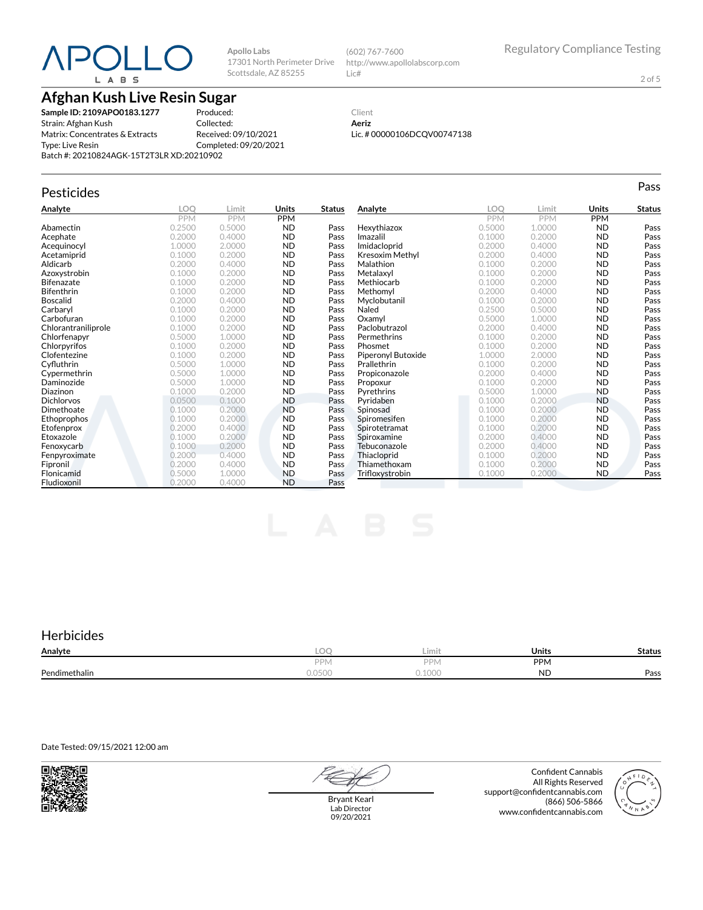# Afghan Kush Live Resin Sugar

Apollo Labs
17301 North Perimeter Drive
Scottsdale, AZ 85255

(602) 767-7600
http://www.apollolabscorp.com
Lic#

Regulatory Compliance Testing

**Sample ID: 2109APO0183.1277**
Strain: Afghan Kush
Matrix: Concentrates & Extracts
Type: Live Resin
Batch #: 20210824AGK-15T2T3LR XD:20210902

Produced:
Collected:
Received: 09/10/2021
Completed: 09/20/2021

Client
**Aeriz**
Lic. # 00000106DCQV00747138

## Pesticides

Pass

| Analyte | LOQ | Limit | Units | Status |
|---|---|---|---|---|
| | PPM | PPM | PPM | |
| Abamectin | 0.2500 | 0.5000 | ND | Pass |
| Acephate | 0.2000 | 0.4000 | ND | Pass |
| Acequinocyl | 1.0000 | 2.0000 | ND | Pass |
| Acetamiprid | 0.1000 | 0.2000 | ND | Pass |
| Aldicarb | 0.2000 | 0.4000 | ND | Pass |
| Azoxystrobin | 0.1000 | 0.2000 | ND | Pass |
| Bifenazate | 0.1000 | 0.2000 | ND | Pass |
| Bifenthrin | 0.1000 | 0.2000 | ND | Pass |
| Boscalid | 0.2000 | 0.4000 | ND | Pass |
| Carbaryl | 0.1000 | 0.2000 | ND | Pass |
| Carbofuran | 0.1000 | 0.2000 | ND | Pass |
| Chlorantraniliprole | 0.1000 | 0.2000 | ND | Pass |
| Chlorfenapyr | 0.5000 | 1.0000 | ND | Pass |
| Chlorpyrifos | 0.1000 | 0.2000 | ND | Pass |
| Clofentezine | 0.1000 | 0.2000 | ND | Pass |
| Cyfluthrin | 0.5000 | 1.0000 | ND | Pass |
| Cypermethrin | 0.5000 | 1.0000 | ND | Pass |
| Daminozide | 0.5000 | 1.0000 | ND | Pass |
| Diazinon | 0.1000 | 0.2000 | ND | Pass |
| Dichlorvos | 0.0500 | 0.1000 | ND | Pass |
| Dimethoate | 0.1000 | 0.2000 | ND | Pass |
| Ethoprophos | 0.1000 | 0.2000 | ND | Pass |
| Etofenprox | 0.2000 | 0.4000 | ND | Pass |
| Etoxazole | 0.1000 | 0.2000 | ND | Pass |
| Fenoxycarb | 0.1000 | 0.2000 | ND | Pass |
| Fenpyroximate | 0.2000 | 0.4000 | ND | Pass |
| Fipronil | 0.2000 | 0.4000 | ND | Pass |
| Flonicamid | 0.5000 | 1.0000 | ND | Pass |
| Fludioxonil | 0.2000 | 0.4000 | ND | Pass |
| Hexythiazox | 0.5000 | 1.0000 | ND | Pass |
| Imazalil | 0.1000 | 0.2000 | ND | Pass |
| Imidacloprid | 0.2000 | 0.4000 | ND | Pass |
| Kresoxim Methyl | 0.2000 | 0.4000 | ND | Pass |
| Malathion | 0.1000 | 0.2000 | ND | Pass |
| Metalaxyl | 0.1000 | 0.2000 | ND | Pass |
| Methiocarb | 0.1000 | 0.2000 | ND | Pass |
| Methomyl | 0.2000 | 0.4000 | ND | Pass |
| Myclobutanil | 0.1000 | 0.2000 | ND | Pass |
| Naled | 0.2500 | 0.5000 | ND | Pass |
| Oxamyl | 0.5000 | 1.0000 | ND | Pass |
| Paclobutrazol | 0.2000 | 0.4000 | ND | Pass |
| Permethrins | 0.1000 | 0.2000 | ND | Pass |
| Phosmet | 0.1000 | 0.2000 | ND | Pass |
| Piperonyl Butoxide | 1.0000 | 2.0000 | ND | Pass |
| Prallethrin | 0.1000 | 0.2000 | ND | Pass |
| Propiconazole | 0.2000 | 0.4000 | ND | Pass |
| Propoxur | 0.1000 | 0.2000 | ND | Pass |
| Pyrethrins | 0.5000 | 1.0000 | ND | Pass |
| Pyridaben | 0.1000 | 0.2000 | ND | Pass |
| Spinosad | 0.1000 | 0.2000 | ND | Pass |
| Spiromesifen | 0.1000 | 0.2000 | ND | Pass |
| Spirotetramat | 0.1000 | 0.2000 | ND | Pass |
| Spiroxamine | 0.2000 | 0.4000 | ND | Pass |
| Tebuconazole | 0.2000 | 0.4000 | ND | Pass |
| Thiacloprid | 0.1000 | 0.2000 | ND | Pass |
| Thiamethoxam | 0.1000 | 0.2000 | ND | Pass |
| Trifloxystrobin | 0.1000 | 0.2000 | ND | Pass |

## Herbicides

| Analyte | LOQ | Limit | Units | Status |
|---|---|---|---|---|
| | PPM | PPM | PPM | |
| Pendimethalin | 0.0500 | 0.1000 | ND | Pass |

Date Tested: 09/15/2021 12:00 am

Bryant Kearl
Lab Director
09/20/2021

Confident Cannabis
All Rights Reserved
support@confidentcannabis.com
(866) 506-5866
www.confidentcannabis.com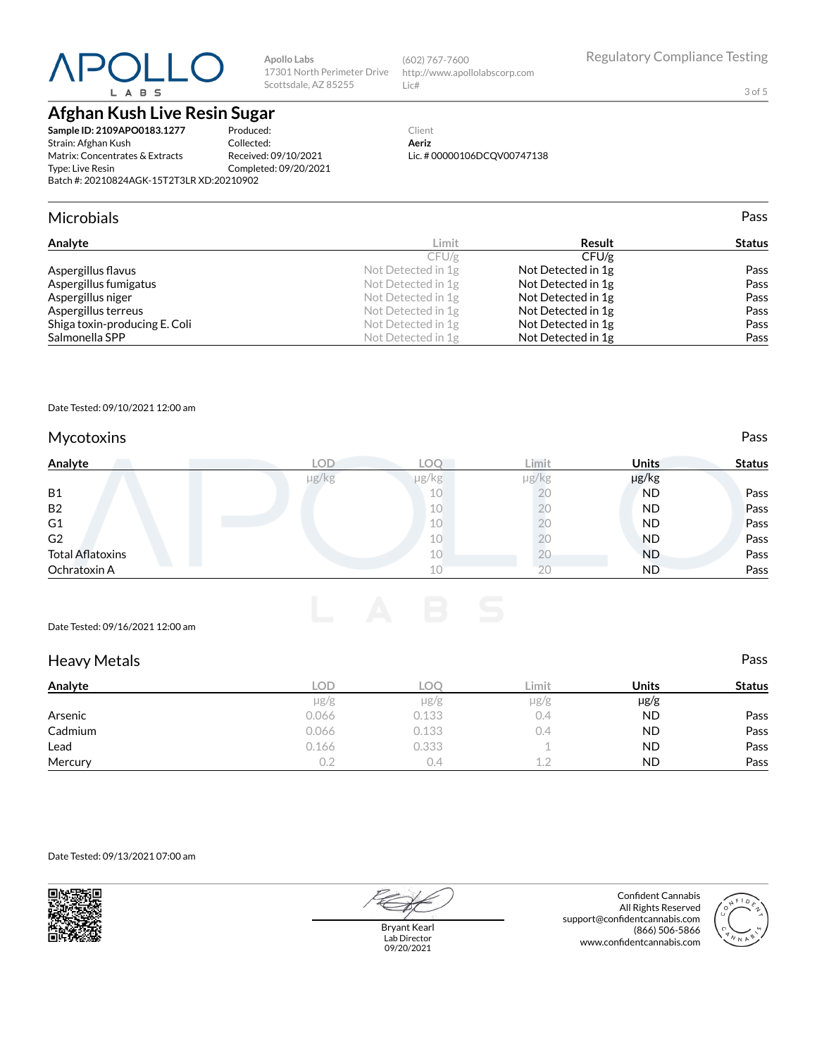Apollo Labs
17301 North Perimeter Drive
Scottsdale, AZ 85255

(602) 767-7600
http://www.apollolabscorp.com
Lic#

Regulatory Compliance Testing

# Afghan Kush Live Resin Sugar

**Sample ID: 2109APO0183.1277**
Strain: Afghan Kush
Matrix: Concentrates & Extracts
Type: Live Resin
Batch #: 20210824AGK-15T2T3LR XD:20210902

Produced:
Collected:
Received: 09/10/2021
Completed: 09/20/2021

Client
**Aeriz**
Lic. # 00000106DCQV00747138

## Microbials

Pass

| Analyte | Limit | Result | Status |
|---|---|---|---|
| | CFU/g | CFU/g | |
| Aspergillus flavus | Not Detected in 1g | Not Detected in 1g | Pass |
| Aspergillus fumigatus | Not Detected in 1g | Not Detected in 1g | Pass |
| Aspergillus niger | Not Detected in 1g | Not Detected in 1g | Pass |
| Aspergillus terreus | Not Detected in 1g | Not Detected in 1g | Pass |
| Shiga toxin-producing E. Coli | Not Detected in 1g | Not Detected in 1g | Pass |
| Salmonella SPP | Not Detected in 1g | Not Detected in 1g | Pass |

Date Tested: 09/10/2021 12:00 am

## Mycotoxins

Pass

| Analyte | LOD | LOQ | Limit | Units | Status |
|---|---|---|---|---|---|
| | µg/kg | µg/kg | µg/kg | µg/kg | |
| B1 | | 10 | 20 | ND | Pass |
| B2 | | 10 | 20 | ND | Pass |
| G1 | | 10 | 20 | ND | Pass |
| G2 | | 10 | 20 | ND | Pass |
| Total Aflatoxins | | 10 | 20 | ND | Pass |
| Ochratoxin A | | 10 | 20 | ND | Pass |

Date Tested: 09/16/2021 12:00 am

## Heavy Metals

Pass

| Analyte | LOD | LOQ | Limit | Units | Status |
|---|---|---|---|---|---|
| | µg/g | µg/g | µg/g | µg/g | |
| Arsenic | 0.066 | 0.133 | 0.4 | ND | Pass |
| Cadmium | 0.066 | 0.133 | 0.4 | ND | Pass |
| Lead | 0.166 | 0.333 | 1 | ND | Pass |
| Mercury | 0.2 | 0.4 | 1.2 | ND | Pass |

Date Tested: 09/13/2021 07:00 am

Bryant Kearl
Lab Director
09/20/2021

Confident Cannabis
All Rights Reserved
support@confidentcannabis.com
(866) 506-5866
www.confidentcannabis.com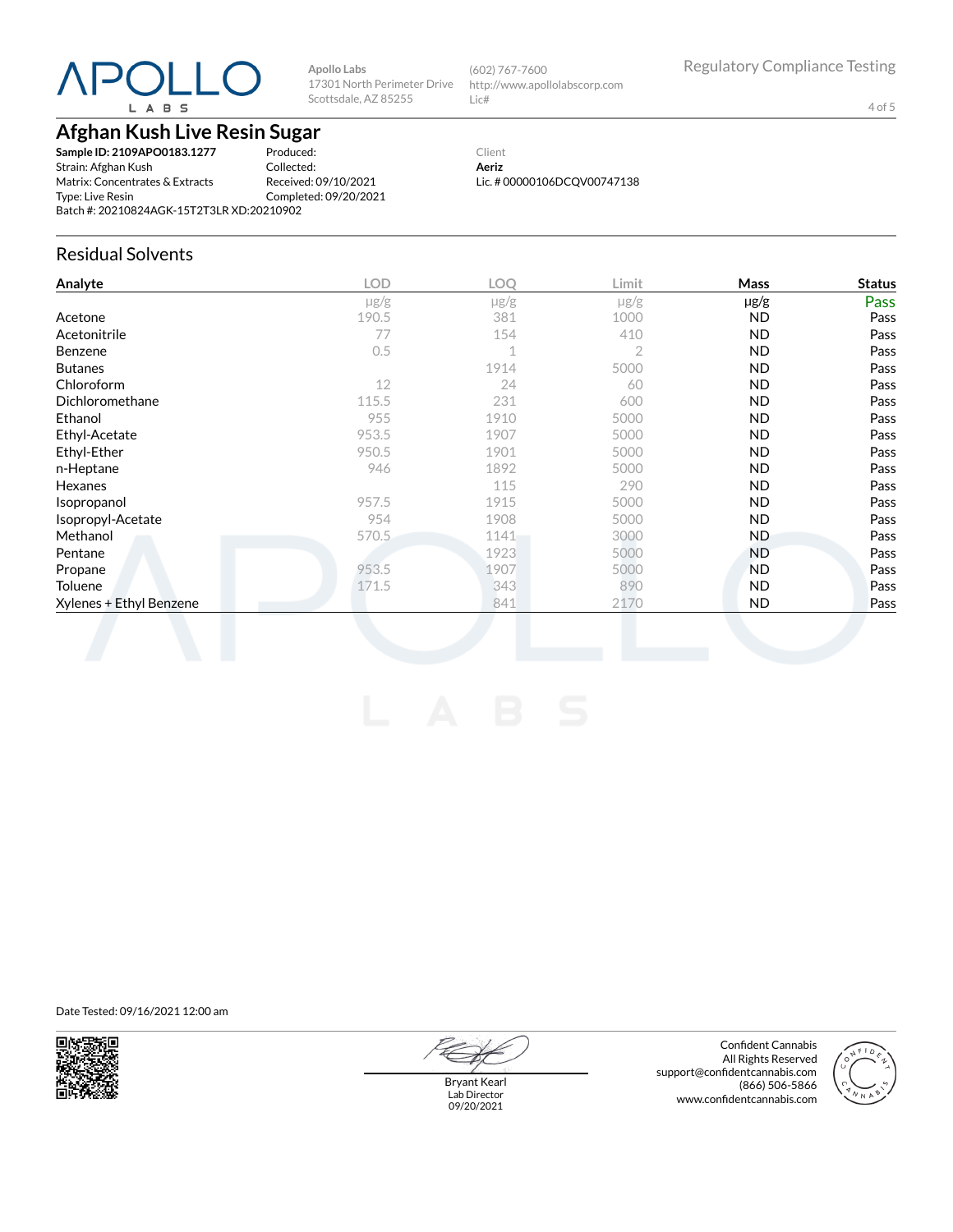**Apollo Labs**
17301 North Perimeter Drive
Scottsdale, AZ 85255

(602) 767-7600
http://www.apollolabscorp.com
Lic#

Regulatory Compliance Testing

# Afghan Kush Live Resin Sugar

**Sample ID: 2109APO0183.1277**
Strain: Afghan Kush
Matrix: Concentrates & Extracts
Type: Live Resin
Batch #: 20210824AGK-15T2T3LR XD:20210902

Produced:
Collected:
Received: 09/10/2021
Completed: 09/20/2021

Client
**Aeriz**
Lic. # 00000106DCQV00747138

## Residual Solvents

| Analyte | LOD | LOQ | Limit | Mass | Status |
|---|---|---|---|---|---|
| | μg/g | μg/g | μg/g | μg/g | Pass |
| Acetone | 190.5 | 381 | 1000 | ND | Pass |
| Acetonitrile | 77 | 154 | 410 | ND | Pass |
| Benzene | 0.5 | 1 | 2 | ND | Pass |
| Butanes | | 1914 | 5000 | ND | Pass |
| Chloroform | 12 | 24 | 60 | ND | Pass |
| Dichloromethane | 115.5 | 231 | 600 | ND | Pass |
| Ethanol | 955 | 1910 | 5000 | ND | Pass |
| Ethyl-Acetate | 953.5 | 1907 | 5000 | ND | Pass |
| Ethyl-Ether | 950.5 | 1901 | 5000 | ND | Pass |
| n-Heptane | 946 | 1892 | 5000 | ND | Pass |
| Hexanes | | 115 | 290 | ND | Pass |
| Isopropanol | 957.5 | 1915 | 5000 | ND | Pass |
| Isopropyl-Acetate | 954 | 1908 | 5000 | ND | Pass |
| Methanol | 570.5 | 1141 | 3000 | ND | Pass |
| Pentane | | 1923 | 5000 | ND | Pass |
| Propane | 953.5 | 1907 | 5000 | ND | Pass |
| Toluene | 171.5 | 343 | 890 | ND | Pass |
| Xylenes + Ethyl Benzene | | 841 | 2170 | ND | Pass |

Date Tested: 09/16/2021 12:00 am

Bryant Kearl
Lab Director
09/20/2021

Confident Cannabis
All Rights Reserved
support@confidentcannabis.com
(866) 506-5866
www.confidentcannabis.com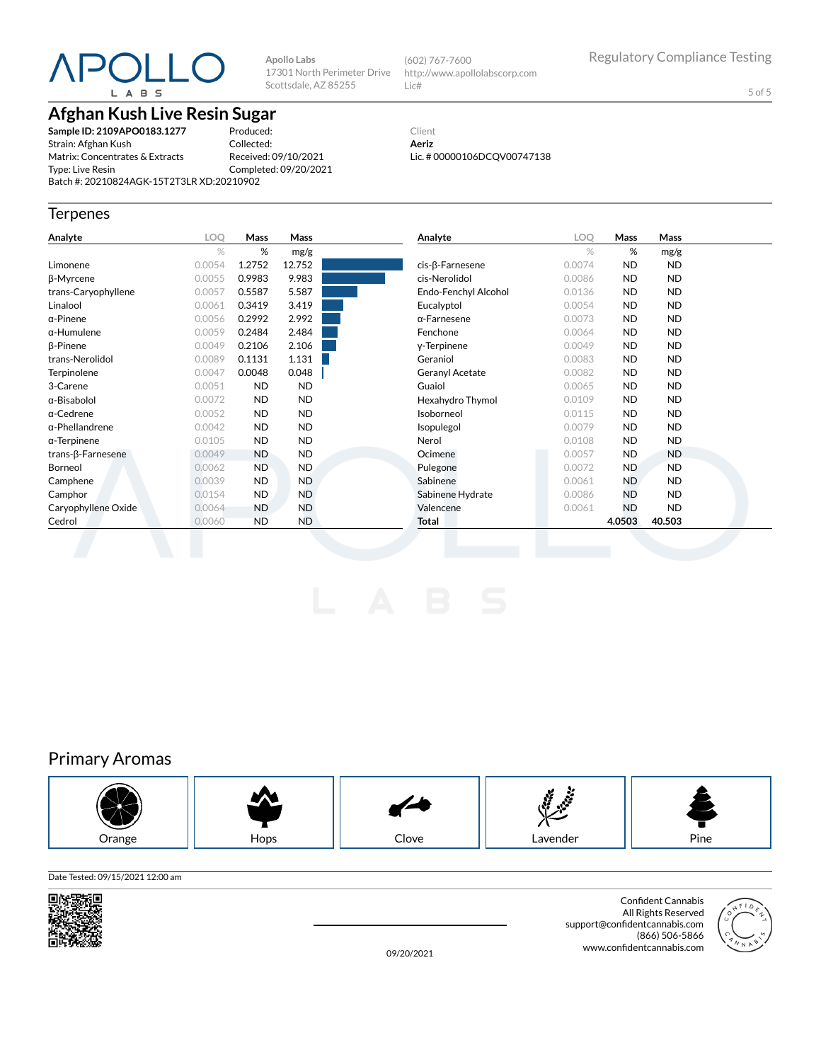# APOLLO LABS

Apollo Labs
17301 North Perimeter Drive
Scottsdale, AZ 85255

(602) 767-7600
http://www.apollolabscorp.com
Lic#

Regulatory Compliance Testing

## Afghan Kush Live Resin Sugar

**Sample ID: 2109APO0183.1277**
Strain: Afghan Kush
Matrix: Concentrates & Extracts
Type: Live Resin
Batch #: 20210824AGK-15T2T3LR XD:20210902

Produced:
Collected:
Received: 09/10/2021
Completed: 09/20/2021

Client
**Aeriz**
Lic. # 00000106DCQV00747138

### Terpenes

| Analyte | LOQ | Mass | Mass |
|---|---|---|---|
| | % | % | mg/g |
| Limonene | 0.0054 | 1.2752 | 12.752 |
| β-Myrcene | 0.0055 | 0.9983 | 9.983 |
| trans-Caryophyllene | 0.0057 | 0.5587 | 5.587 |
| Linalool | 0.0061 | 0.3419 | 3.419 |
| α-Pinene | 0.0056 | 0.2992 | 2.992 |
| α-Humulene | 0.0059 | 0.2484 | 2.484 |
| β-Pinene | 0.0049 | 0.2106 | 2.106 |
| trans-Nerolidol | 0.0089 | 0.1131 | 1.131 |
| Terpinolene | 0.0047 | 0.0048 | 0.048 |
| 3-Carene | 0.0051 | ND | ND |
| α-Bisabolol | 0.0072 | ND | ND |
| α-Cedrene | 0.0052 | ND | ND |
| α-Phellandrene | 0.0042 | ND | ND |
| α-Terpinene | 0.0105 | ND | ND |
| trans-β-Farnesene | 0.0049 | ND | ND |
| Borneol | 0.0062 | ND | ND |
| Camphene | 0.0039 | ND | ND |
| Camphor | 0.0154 | ND | ND |
| Caryophyllene Oxide | 0.0064 | ND | ND |
| Cedrol | 0.0060 | ND | ND |
| cis-β-Farnesene | 0.0074 | ND | ND |
| cis-Nerolidol | 0.0086 | ND | ND |
| Endo-Fenchyl Alcohol | 0.0136 | ND | ND |
| Eucalyptol | 0.0054 | ND | ND |
| α-Farnesene | 0.0073 | ND | ND |
| Fenchone | 0.0064 | ND | ND |
| γ-Terpinene | 0.0049 | ND | ND |
| Geraniol | 0.0083 | ND | ND |
| Geranyl Acetate | 0.0082 | ND | ND |
| Guaiol | 0.0065 | ND | ND |
| Hexahydro Thymol | 0.0109 | ND | ND |
| Isoborneol | 0.0115 | ND | ND |
| Isopulegol | 0.0079 | ND | ND |
| Nerol | 0.0108 | ND | ND |
| Ocimene | 0.0057 | ND | ND |
| Pulegone | 0.0072 | ND | ND |
| Sabinene | 0.0061 | ND | ND |
| Sabinene Hydrate | 0.0086 | ND | ND |
| Valencene | 0.0061 | ND | ND |
| **Total** | | **4.0503** | **40.503** |

### Primary Aromas

Orange | Hops | Clove | Lavender | Pine

Date Tested: 09/15/2021 12:00 am

09/20/2021

Confident Cannabis
All Rights Reserved
support@confidentcannabis.com
(866) 506-5866
www.confidentcannabis.com